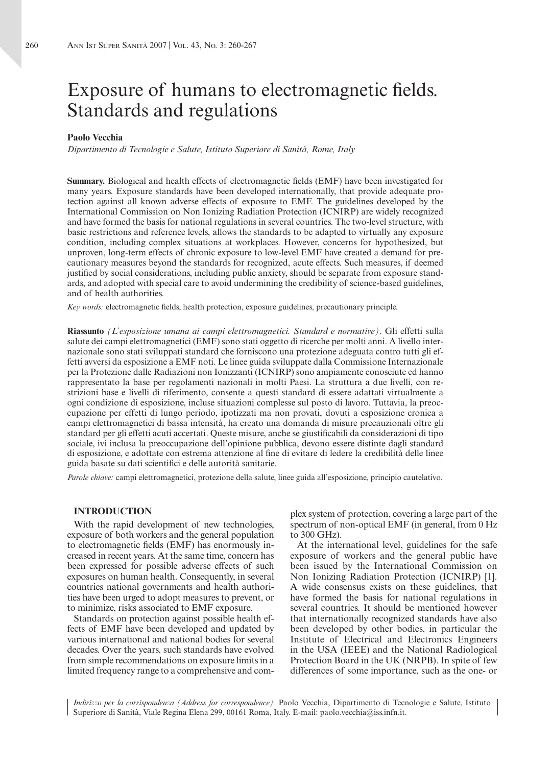# Exposure of humans to electromagnetic fields. Standards and regulations

**Paolo Vecchia**

*Dipartimento di Tecnologie e Salute, Istituto Superiore di Sanità, Rome, Italy*

**Summary.** Biological and health effects of electromagnetic fields (EMF) have been investigated for many years. Exposure standards have been developed internationally, that provide adequate protection against all known adverse effects of exposure to EMF. The guidelines developed by the International Commission on Non Ionizing Radiation Protection (ICNIRP) are widely recognized and have formed the basis for national regulations in several countries. The two-level structure, with basic restrictions and reference levels, allows the standards to be adapted to virtually any exposure condition, including complex situations at workplaces. However, concerns for hypothesized, but unproven, long-term effects of chronic exposure to low-level EMF have created a demand for precautionary measures beyond the standards for recognized, acute effects. Such measures, if deemed justified by social considerations, including public anxiety, should be separate from exposure standards, and adopted with special care to avoid undermining the credibility of science-based guidelines, and of health authorities.

*Key words:* electromagnetic fields, health protection, exposure guidelines, precautionary principle.

**Riassunto** *(L'esposizione umana ai campi elettromagnetici. Standard e normative)*. Gli effetti sulla salute dei campi elettromagnetici (EMF) sono stati oggetto di ricerche per molti anni. A livello internazionale sono stati sviluppati standard che forniscono una protezione adeguata contro tutti gli effetti avversi da esposizione a EMF noti. Le linee guida sviluppate dalla Commissione Internazionale per la Protezione dalle Radiazioni non Ionizzanti (ICNIRP) sono ampiamente conosciute ed hanno rappresentato la base per regolamenti nazionali in molti Paesi. La struttura a due livelli, con restrizioni base e livelli di riferimento, consente a questi standard di essere adattati virtualmente a ogni condizione di esposizione, incluse situazioni complesse sul posto di lavoro. Tuttavia, la preoccupazione per effetti di lungo periodo, ipotizzati ma non provati, dovuti a esposizione cronica a campi elettromagnetici di bassa intensità, ha creato una domanda di misure precauzionali oltre gli standard per gli effetti acuti accertati. Queste misure, anche se giustificabili da considerazioni di tipo sociale, ivi inclusa la preoccupazione dell'opinione pubblica, devono essere distinte dagli standard di esposizione, e adottate con estrema attenzione al fine di evitare di ledere la credibilità delle linee guida basate su dati scientifici e delle autorità sanitarie.

*Parole chiave:* campi elettromagnetici, protezione della salute, linee guida all'esposizione, principio cautelativo.

## INTRODUCTION

With the rapid development of new technologies, exposure of both workers and the general population to electromagnetic fields (EMF) has enormously increased in recent years. At the same time, concern has been expressed for possible adverse effects of such exposures on human health. Consequently, in several countries national governments and health authorities have been urged to adopt measures to prevent, or to minimize, risks associated to EMF exposure.

Standards on protection against possible health effects of EMF have been developed and updated by various international and national bodies for several decades. Over the years, such standards have evolved from simple recommendations on exposure limits in a limited frequency range to a comprehensive and complex system of protection, covering a large part of the spectrum of non-optical EMF (in general, from 0 Hz to 300 GHz).

At the international level, guidelines for the safe exposure of workers and the general public have been issued by the International Commission on Non Ionizing Radiation Protection (ICNIRP) [1]. A wide consensus exists on these guidelines, that have formed the basis for national regulations in several countries. It should be mentioned however that internationally recognized standards have also been developed by other bodies, in particular the Institute of Electrical and Electronics Engineers in the USA (IEEE) and the National Radiological Protection Board in the UK (NRPB). In spite of few differences of some importance, such as the one- or

*Indirizzo per la corrispondenza (Address for correspondence):* Paolo Vecchia, Dipartimento di Tecnologie e Salute, Istituto Superiore di Sanità, Viale Regina Elena 299, 00161 Roma, Italy. E-mail: paolo.vecchia@iss.infn.it.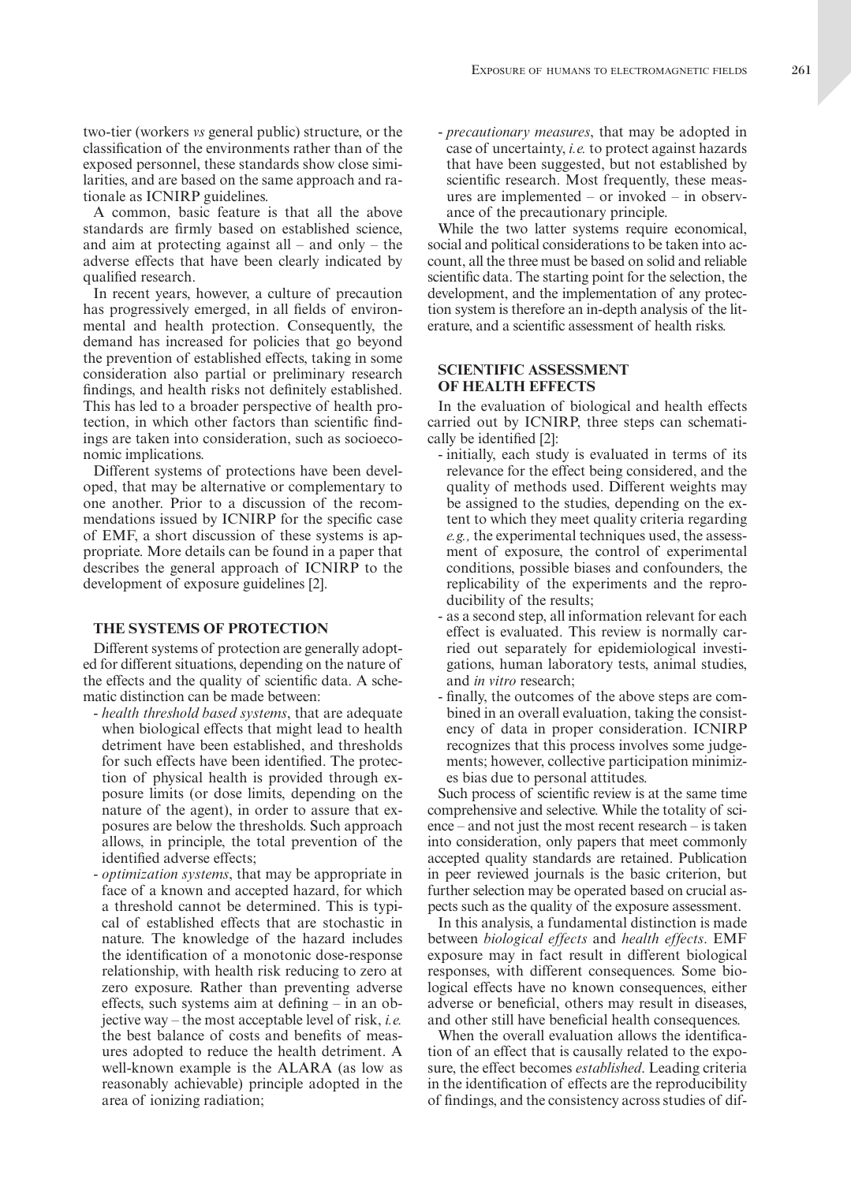two-tier (workers *vs* general public) structure, or the classification of the environments rather than of the exposed personnel, these standards show close similarities, and are based on the same approach and rationale as ICNIRP guidelines.

A common, basic feature is that all the above standards are firmly based on established science, and aim at protecting against all – and only – the adverse effects that have been clearly indicated by qualified research.

In recent years, however, a culture of precaution has progressively emerged, in all fields of environmental and health protection. Consequently, the demand has increased for policies that go beyond the prevention of established effects, taking in some consideration also partial or preliminary research findings, and health risks not definitely established. This has led to a broader perspective of health protection, in which other factors than scientific findings are taken into consideration, such as socioeconomic implications.

Different systems of protections have been developed, that may be alternative or complementary to one another. Prior to a discussion of the recommendations issued by ICNIRP for the specific case of EMF, a short discussion of these systems is appropriate. More details can be found in a paper that describes the general approach of ICNIRP to the development of exposure guidelines [2].

## THE SYSTEMS OF PROTECTION

Different systems of protection are generally adopted for different situations, depending on the nature of the effects and the quality of scientific data. A schematic distinction can be made between:

- *health threshold based systems*, that are adequate when biological effects that might lead to health detriment have been established, and thresholds for such effects have been identified. The protection of physical health is provided through exposure limits (or dose limits, depending on the nature of the agent), in order to assure that exposures are below the thresholds. Such approach allows, in principle, the total prevention of the identified adverse effects;
- *optimization systems*, that may be appropriate in face of a known and accepted hazard, for which a threshold cannot be determined. This is typical of established effects that are stochastic in nature. The knowledge of the hazard includes the identification of a monotonic dose-response relationship, with health risk reducing to zero at zero exposure. Rather than preventing adverse effects, such systems aim at defining – in an objective way – the most acceptable level of risk, *i.e.* the best balance of costs and benefits of measures adopted to reduce the health detriment. A well-known example is the ALARA (as low as reasonably achievable) principle adopted in the area of ionizing radiation;
- *precautionary measures*, that may be adopted in case of uncertainty, *i.e.* to protect against hazards that have been suggested, but not established by scientific research. Most frequently, these measures are implemented – or invoked – in observance of the precautionary principle.

While the two latter systems require economical, social and political considerations to be taken into account, all the three must be based on solid and reliable scientific data. The starting point for the selection, the development, and the implementation of any protection system is therefore an in-depth analysis of the literature, and a scientific assessment of health risks.

## SCIENTIFIC ASSESSMENT OF HEALTH EFFECTS

In the evaluation of biological and health effects carried out by ICNIRP, three steps can schematically be identified [2]:

- initially, each study is evaluated in terms of its relevance for the effect being considered, and the quality of methods used. Different weights may be assigned to the studies, depending on the extent to which they meet quality criteria regarding *e.g.,* the experimental techniques used, the assessment of exposure, the control of experimental conditions, possible biases and confounders, the replicability of the experiments and the reproducibility of the results;
- as a second step, all information relevant for each effect is evaluated. This review is normally carried out separately for epidemiological investigations, human laboratory tests, animal studies, and *in vitro* research;
- finally, the outcomes of the above steps are combined in an overall evaluation, taking the consistency of data in proper consideration. ICNIRP recognizes that this process involves some judgements; however, collective participation minimizes bias due to personal attitudes.

Such process of scientific review is at the same time comprehensive and selective. While the totality of science – and not just the most recent research – is taken into consideration, only papers that meet commonly accepted quality standards are retained. Publication in peer reviewed journals is the basic criterion, but further selection may be operated based on crucial aspects such as the quality of the exposure assessment.

In this analysis, a fundamental distinction is made between *biological effects* and *health effects*. EMF exposure may in fact result in different biological responses, with different consequences. Some biological effects have no known consequences, either adverse or beneficial, others may result in diseases, and other still have beneficial health consequences.

When the overall evaluation allows the identification of an effect that is causally related to the exposure, the effect becomes *established*. Leading criteria in the identification of effects are the reproducibility of findings, and the consistency across studies of dif-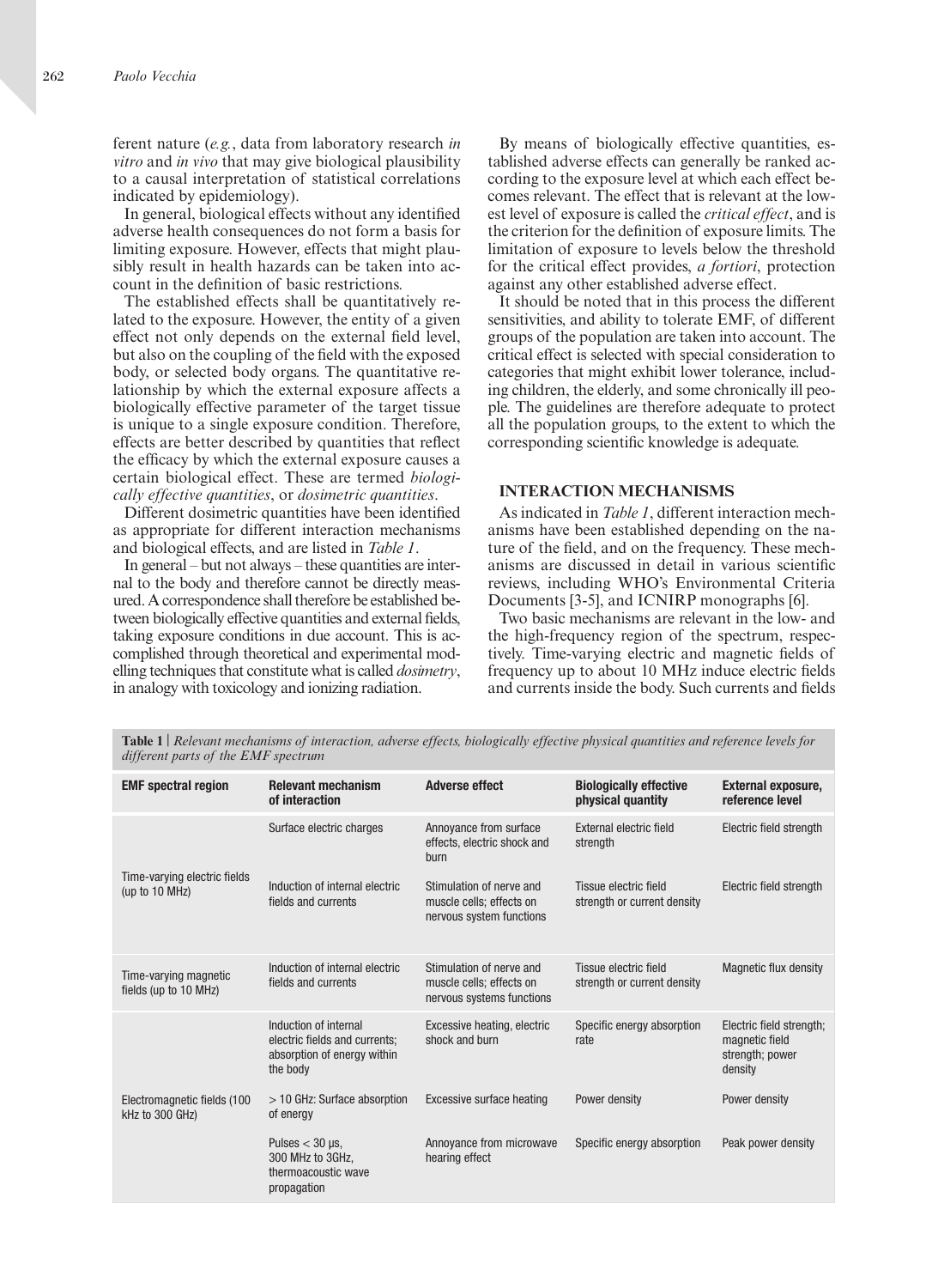ferent nature (*e.g.*, data from laboratory research *in vitro* and *in vivo* that may give biological plausibility to a causal interpretation of statistical correlations indicated by epidemiology).

In general, biological effects without any identified adverse health consequences do not form a basis for limiting exposure. However, effects that might plausibly result in health hazards can be taken into account in the definition of basic restrictions.

The established effects shall be quantitatively related to the exposure. However, the entity of a given effect not only depends on the external field level, but also on the coupling of the field with the exposed body, or selected body organs. The quantitative relationship by which the external exposure affects a biologically effective parameter of the target tissue is unique to a single exposure condition. Therefore, effects are better described by quantities that reflect the efficacy by which the external exposure causes a certain biological effect. These are termed *biologically effective quantities*, or *dosimetric quantities*.

Different dosimetric quantities have been identified as appropriate for different interaction mechanisms and biological effects, and are listed in *Table 1*.

In general – but not always – these quantities are internal to the body and therefore cannot be directly measured. A correspondence shall therefore be established between biologically effective quantities and external fields, taking exposure conditions in due account. This is accomplished through theoretical and experimental modelling techniques that constitute what is called *dosimetry*, in analogy with toxicology and ionizing radiation.

By means of biologically effective quantities, established adverse effects can generally be ranked according to the exposure level at which each effect becomes relevant. The effect that is relevant at the lowest level of exposure is called the *critical effect*, and is the criterion for the definition of exposure limits. The limitation of exposure to levels below the threshold for the critical effect provides, *a fortiori*, protection against any other established adverse effect.

It should be noted that in this process the different sensitivities, and ability to tolerate EMF, of different groups of the population are taken into account. The critical effect is selected with special consideration to categories that might exhibit lower tolerance, including children, the elderly, and some chronically ill people. The guidelines are therefore adequate to protect all the population groups, to the extent to which the corresponding scientific knowledge is adequate.

## INTERACTION MECHANISMS

As indicated in *Table 1*, different interaction mechanisms have been established depending on the nature of the field, and on the frequency. These mechanisms are discussed in detail in various scientific reviews, including WHO's Environmental Criteria Documents [3-5], and ICNIRP monographs [6].

Two basic mechanisms are relevant in the low- and the high-frequency region of the spectrum, respectively. Time-varying electric and magnetic fields of frequency up to about 10 MHz induce electric fields and currents inside the body. Such currents and fields

**Table 1** | *Relevant mechanisms of interaction, adverse effects, biologically effective physical quantities and reference levels for different parts of the EMF spectrum*

| EMF spectral region | Relevant mechanism of interaction | Adverse effect | Biologically effective physical quantity | External exposure, reference level |
|---|---|---|---|---|
| Time-varying electric fields (up to 10 MHz) | Surface electric charges | Annoyance from surface effects, electric shock and burn | External electric field strength | Electric field strength |
| | Induction of internal electric fields and currents | Stimulation of nerve and muscle cells; effects on nervous system functions | Tissue electric field strength or current density | Electric field strength |
| Time-varying magnetic fields (up to 10 MHz) | Induction of internal electric fields and currents | Stimulation of nerve and muscle cells; effects on nervous systems functions | Tissue electric field strength or current density | Magnetic flux density |
| Electromagnetic fields (100 kHz to 300 GHz) | Induction of internal electric fields and currents; absorption of energy within the body | Excessive heating, electric shock and burn | Specific energy absorption rate | Electric field strength; magnetic field strength; power density |
| | > 10 GHz: Surface absorption of energy | Excessive surface heating | Power density | Power density |
| | Pulses < 30 µs, 300 MHz to 3GHz, thermoacoustic wave propagation | Annoyance from microwave hearing effect | Specific energy absorption | Peak power density |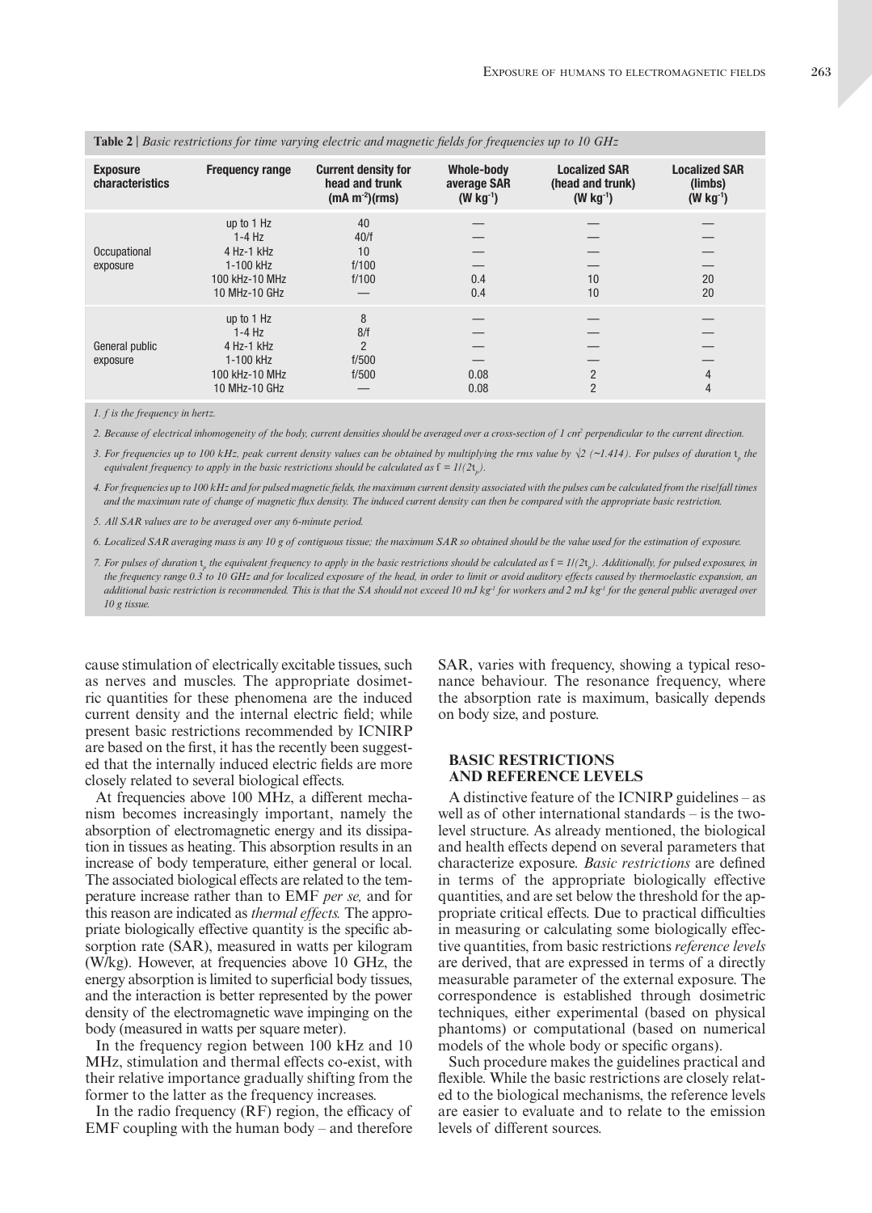**Table 2 |** *Basic restrictions for time varying electric and magnetic fields for frequencies up to 10 GHz*

| Exposure characteristics | Frequency range | Current density for head and trunk (mA m$^{-2}$)(rms) | Whole-body average SAR (W kg$^{-1}$) | Localized SAR (head and trunk) (W kg$^{-1}$) | Localized SAR (limbs) (W kg$^{-1}$) |
|---|---|---|---|---|---|
| Occupational exposure | up to 1 Hz | 40 | — | — | — |
| | 1-4 Hz | 40/f | — | — | — |
| | 4 Hz-1 kHz | 10 | — | — | — |
| | 1-100 kHz | f/100 | — | — | — |
| | 100 kHz-10 MHz | f/100 | 0.4 | 10 | 20 |
| | 10 MHz-10 GHz | — | 0.4 | 10 | 20 |
| General public exposure | up to 1 Hz | 8 | — | — | — |
| | 1-4 Hz | 8/f | — | — | — |
| | 4 Hz-1 kHz | 2 | — | — | — |
| | 1-100 kHz | f/500 | — | — | — |
| | 100 kHz-10 MHz | f/500 | 0.08 | 2 | 4 |
| | 10 MHz-10 GHz | — | 0.08 | 2 | 4 |

*1. f is the frequency in hertz.*

*2. Because of electrical inhomogeneity of the body, current densities should be averaged over a cross-section of 1 cm$^2$ perpendicular to the current direction.*

*3. For frequencies up to 100 kHz, peak current density values can be obtained by multiplying the rms value by √2 (~1.414). For pulses of duration $t_p$ the equivalent frequency to apply in the basic restrictions should be calculated as $f = 1/(2t_p)$.*

*4. For frequencies up to 100 kHz and for pulsed magnetic fields, the maximum current density associated with the pulses can be calculated from the rise/fall times and the maximum rate of change of magnetic flux density. The induced current density can then be compared with the appropriate basic restriction.*

*5. All SAR values are to be averaged over any 6-minute period.*

*6. Localized SAR averaging mass is any 10 g of contiguous tissue; the maximum SAR so obtained should be the value used for the estimation of exposure.*

*7. For pulses of duration $t_p$ the equivalent frequency to apply in the basic restrictions should be calculated as $f = 1/(2t_p)$. Additionally, for pulsed exposures, in the frequency range 0.3 to 10 GHz and for localized exposure of the head, in order to limit or avoid auditory effects caused by thermoelastic expansion, an additional basic restriction is recommended. This is that the SA should not exceed 10 mJ kg$^{-1}$ for workers and 2 mJ kg$^{-1}$ for the general public averaged over 10 g tissue.*

cause stimulation of electrically excitable tissues, such as nerves and muscles. The appropriate dosimetric quantities for these phenomena are the induced current density and the internal electric field; while present basic restrictions recommended by ICNIRP are based on the first, it has the recently been suggested that the internally induced electric fields are more closely related to several biological effects.

At frequencies above 100 MHz, a different mechanism becomes increasingly important, namely the absorption of electromagnetic energy and its dissipation in tissues as heating. This absorption results in an increase of body temperature, either general or local. The associated biological effects are related to the temperature increase rather than to EMF *per se,* and for this reason are indicated as *thermal effects.* The appropriate biologically effective quantity is the specific absorption rate (SAR), measured in watts per kilogram (W/kg). However, at frequencies above 10 GHz, the energy absorption is limited to superficial body tissues, and the interaction is better represented by the power density of the electromagnetic wave impinging on the body (measured in watts per square meter).

In the frequency region between 100 kHz and 10 MHz, stimulation and thermal effects co-exist, with their relative importance gradually shifting from the former to the latter as the frequency increases.

In the radio frequency (RF) region, the efficacy of EMF coupling with the human body – and therefore SAR, varies with frequency, showing a typical resonance behaviour. The resonance frequency, where the absorption rate is maximum, basically depends on body size, and posture.

## BASIC RESTRICTIONS AND REFERENCE LEVELS

A distinctive feature of the ICNIRP guidelines – as well as of other international standards – is the two-level structure. As already mentioned, the biological and health effects depend on several parameters that characterize exposure. *Basic restrictions* are defined in terms of the appropriate biologically effective quantities, and are set below the threshold for the appropriate critical effects. Due to practical difficulties in measuring or calculating some biologically effective quantities, from basic restrictions *reference levels* are derived, that are expressed in terms of a directly measurable parameter of the external exposure. The correspondence is established through dosimetric techniques, either experimental (based on physical phantoms) or computational (based on numerical models of the whole body or specific organs).

Such procedure makes the guidelines practical and flexible. While the basic restrictions are closely related to the biological mechanisms, the reference levels are easier to evaluate and to relate to the emission levels of different sources.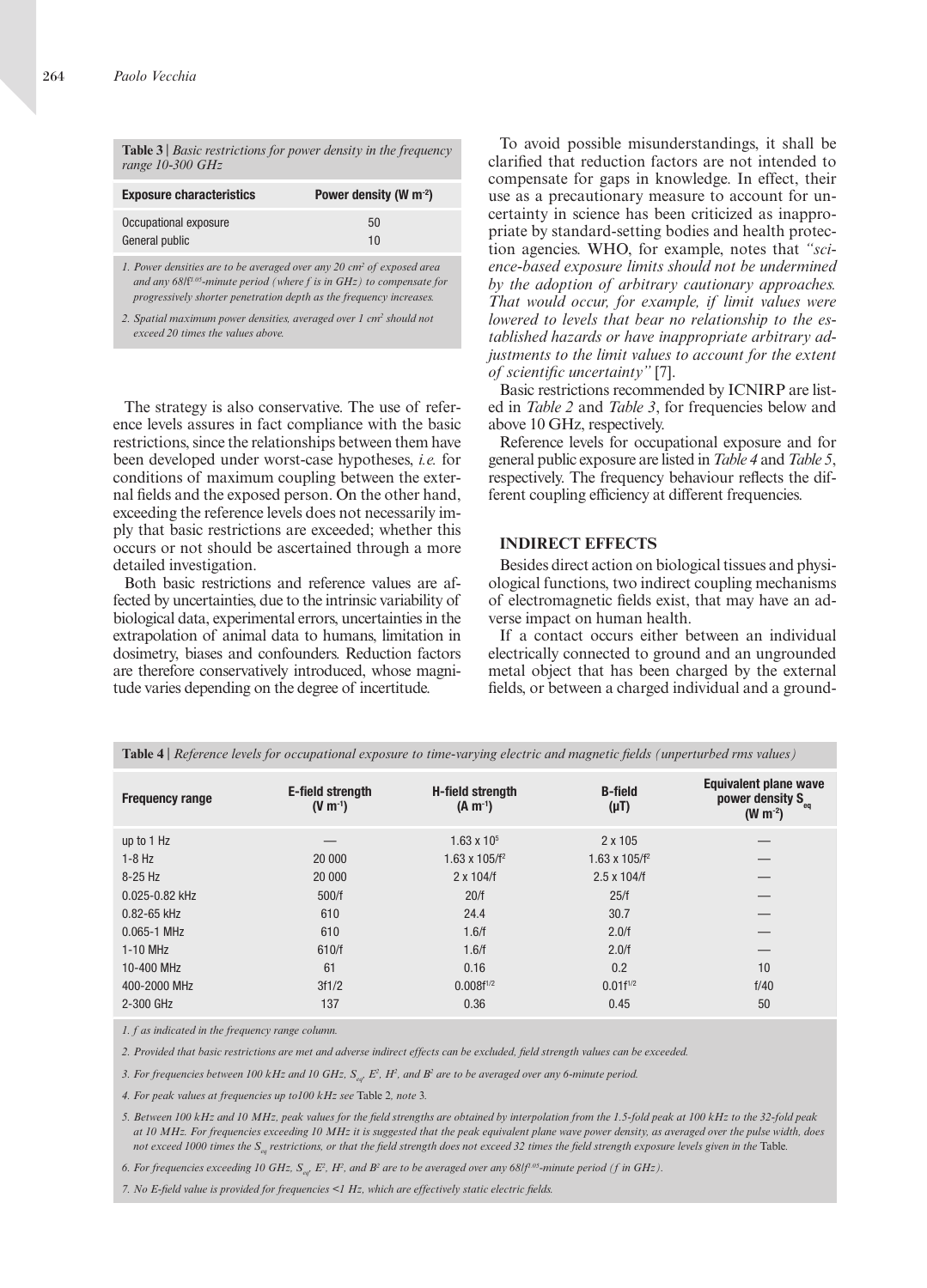**Table 3** | *Basic restrictions for power density in the frequency range 10-300 GHz*

| Exposure characteristics | Power density (W m$^{-2}$) |
|---|---|
| Occupational exposure | 50 |
| General public | 10 |

*1. Power densities are to be averaged over any 20 cm$^2$ of exposed area and any $68/f^{1.05}$-minute period (where f is in GHz) to compensate for progressively shorter penetration depth as the frequency increases.*

*2. Spatial maximum power densities, averaged over 1 cm$^2$ should not exceed 20 times the values above.*

The strategy is also conservative. The use of reference levels assures in fact compliance with the basic restrictions, since the relationships between them have been developed under worst-case hypotheses, *i.e.* for conditions of maximum coupling between the external fields and the exposed person. On the other hand, exceeding the reference levels does not necessarily imply that basic restrictions are exceeded; whether this occurs or not should be ascertained through a more detailed investigation.

Both basic restrictions and reference values are affected by uncertainties, due to the intrinsic variability of biological data, experimental errors, uncertainties in the extrapolation of animal data to humans, limitation in dosimetry, biases and confounders. Reduction factors are therefore conservatively introduced, whose magnitude varies depending on the degree of incertitude.

To avoid possible misunderstandings, it shall be clarified that reduction factors are not intended to compensate for gaps in knowledge. In effect, their use as a precautionary measure to account for uncertainty in science has been criticized as inappropriate by standard-setting bodies and health protection agencies. WHO, for example, notes that *"science-based exposure limits should not be undermined by the adoption of arbitrary cautionary approaches. That would occur, for example, if limit values were lowered to levels that bear no relationship to the established hazards or have inappropriate arbitrary adjustments to the limit values to account for the extent of scientific uncertainty"* [7].

Basic restrictions recommended by ICNIRP are listed in *Table 2* and *Table 3*, for frequencies below and above 10 GHz, respectively.

Reference levels for occupational exposure and for general public exposure are listed in *Table 4* and *Table 5*, respectively. The frequency behaviour reflects the different coupling efficiency at different frequencies.

## INDIRECT EFFECTS

Besides direct action on biological tissues and physiological functions, two indirect coupling mechanisms of electromagnetic fields exist, that may have an adverse impact on human health.

If a contact occurs either between an individual electrically connected to ground and an ungrounded metal object that has been charged by the external fields, or between a charged individual and a ground-

**Table 4** | *Reference levels for occupational exposure to time-varying electric and magnetic fields (unperturbed rms values)*

| Frequency range | E-field strength (V m$^{-1}$) | H-field strength (A m$^{-1}$) | B-field (μT) | Equivalent plane wave power density $S_{eq}$ (W m$^{-2}$) |
|---|---|---|---|---|
| up to 1 Hz | — | $1.63 \times 10^5$ | 2 x 105 | — |
| 1-8 Hz | 20 000 | $1.63 \times 105/f^2$ | $1.63 \times 105/f^2$ | — |
| 8-25 Hz | 20 000 | 2 x 104/f | 2.5 x 104/f | — |
| 0.025-0.82 kHz | 500/f | 20/f | 25/f | — |
| 0.82-65 kHz | 610 | 24.4 | 30.7 | — |
| 0.065-1 MHz | 610 | 1.6/f | 2.0/f | — |
| 1-10 MHz | 610/f | 1.6/f | 2.0/f | — |
| 10-400 MHz | 61 | 0.16 | 0.2 | 10 |
| 400-2000 MHz | 3f1/2 | $0.008f^{1/2}$ | $0.01f^{1/2}$ | f/40 |
| 2-300 GHz | 137 | 0.36 | 0.45 | 50 |

*1. f as indicated in the frequency range column.*

*2. Provided that basic restrictions are met and adverse indirect effects can be excluded, field strength values can be exceeded.*

*3. For frequencies between 100 kHz and 10 GHz, $S_{eq}$, $E^2$, $H^2$, and $B^2$ are to be averaged over any 6-minute period.*

*4. For peak values at frequencies up to100 kHz see* Table 2*, note 3.*

*5. Between 100 kHz and 10 MHz, peak values for the field strengths are obtained by interpolation from the 1.5-fold peak at 100 kHz to the 32-fold peak at 10 MHz. For frequencies exceeding 10 MHz it is suggested that the peak equivalent plane wave power density, as averaged over the pulse width, does not exceed 1000 times the $S_{eq}$ restrictions, or that the field strength does not exceed 32 times the field strength exposure levels given in the* Table*.*

*6. For frequencies exceeding 10 GHz, $S_{eq}$, $E^2$, $H^2$, and $B^2$ are to be averaged over any $68/f^{1.05}$-minute period (f in GHz).*

*7. No E-field value is provided for frequencies <1 Hz, which are effectively static electric fields.*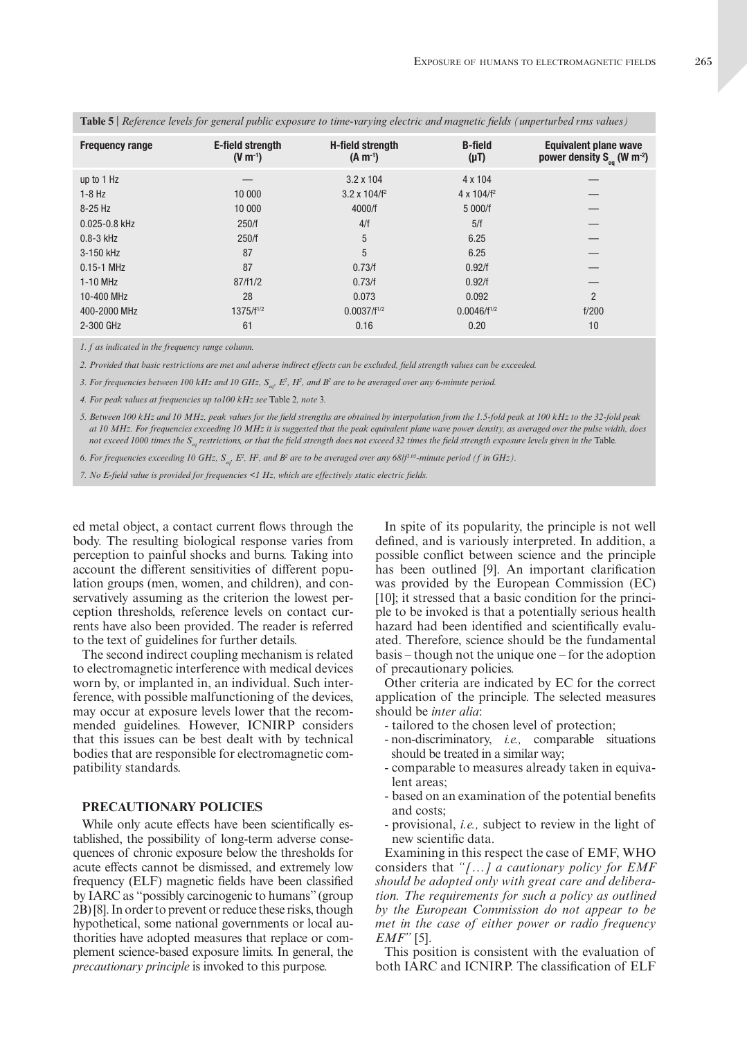**Table 5** | *Reference levels for general public exposure to time-varying electric and magnetic fields (unperturbed rms values)*

| Frequency range | E-field strength (V m$^{-1}$) | H-field strength (A m$^{-1}$) | B-field (µT) | Equivalent plane wave power density $S_{eq}$ (W m$^{-2}$) |
|---|---|---|---|---|
| up to 1 Hz | — | 3.2 x 104 | 4 x 104 | — |
| 1-8 Hz | 10 000 | 3.2 x 104/f$^2$ | 4 x 104/f$^2$ | — |
| 8-25 Hz | 10 000 | 4000/f | 5 000/f | — |
| 0.025-0.8 kHz | 250/f | 4/f | 5/f | — |
| 0.8-3 kHz | 250/f | 5 | 6.25 | — |
| 3-150 kHz | 87 | 5 | 6.25 | — |
| 0.15-1 MHz | 87 | 0.73/f | 0.92/f | — |
| 1-10 MHz | 87/f1/2 | 0.73/f | 0.92/f | — |
| 10-400 MHz | 28 | 0.073 | 0.092 | 2 |
| 400-2000 MHz | 1375/f$^{1/2}$ | 0.0037/f$^{1/2}$ | 0.0046/f$^{1/2}$ | f/200 |
| 2-300 GHz | 61 | 0.16 | 0.20 | 10 |

*1. f as indicated in the frequency range column.*

*2. Provided that basic restrictions are met and adverse indirect effects can be excluded, field strength values can be exceeded.*

*3. For frequencies between 100 kHz and 10 GHz, $S_{eq}$, $E^2$, $H^2$, and $B^2$ are to be averaged over any 6-minute period.*

*4. For peak values at frequencies up to100 kHz see* Table 2, *note* 3.

*5. Between 100 kHz and 10 MHz, peak values for the field strengths are obtained by interpolation from the 1.5-fold peak at 100 kHz to the 32-fold peak at 10 MHz. For frequencies exceeding 10 MHz it is suggested that the peak equivalent plane wave power density, as averaged over the pulse width, does not exceed 1000 times the $S_{eq}$ restrictions, or that the field strength does not exceed 32 times the field strength exposure levels given in the* Table.

*6. For frequencies exceeding 10 GHz, $S_{eq}$, $E^2$, $H^2$, and $B^2$ are to be averaged over any $68/f^{1.05}$-minute period (f in GHz).*

*7. No E-field value is provided for frequencies <1 Hz, which are effectively static electric fields.*

ed metal object, a contact current flows through the body. The resulting biological response varies from perception to painful shocks and burns. Taking into account the different sensitivities of different population groups (men, women, and children), and conservatively assuming as the criterion the lowest perception thresholds, reference levels on contact currents have also been provided. The reader is referred to the text of guidelines for further details.

The second indirect coupling mechanism is related to electromagnetic interference with medical devices worn by, or implanted in, an individual. Such interference, with possible malfunctioning of the devices, may occur at exposure levels lower that the recommended guidelines. However, ICNIRP considers that this issues can be best dealt with by technical bodies that are responsible for electromagnetic compatibility standards.

## PRECAUTIONARY POLICIES

While only acute effects have been scientifically established, the possibility of long-term adverse consequences of chronic exposure below the thresholds for acute effects cannot be dismissed, and extremely low frequency (ELF) magnetic fields have been classified by IARC as "possibly carcinogenic to humans" (group 2B) [8]. In order to prevent or reduce these risks, though hypothetical, some national governments or local authorities have adopted measures that replace or complement science-based exposure limits. In general, the *precautionary principle* is invoked to this purpose.

In spite of its popularity, the principle is not well defined, and is variously interpreted. In addition, a possible conflict between science and the principle has been outlined [9]. An important clarification was provided by the European Commission (EC) [10]; it stressed that a basic condition for the principle to be invoked is that a potentially serious health hazard had been identified and scientifically evaluated. Therefore, science should be the fundamental basis – though not the unique one – for the adoption of precautionary policies.

Other criteria are indicated by EC for the correct application of the principle. The selected measures should be *inter alia*:

- tailored to the chosen level of protection;
- non-discriminatory, *i.e.,* comparable situations should be treated in a similar way;
- comparable to measures already taken in equivalent areas;
- based on an examination of the potential benefits and costs;
- provisional, *i.e.,* subject to review in the light of new scientific data.

Examining in this respect the case of EMF, WHO considers that *"[…] a cautionary policy for EMF should be adopted only with great care and deliberation. The requirements for such a policy as outlined by the European Commission do not appear to be met in the case of either power or radio frequency EMF"* [5].

This position is consistent with the evaluation of both IARC and ICNIRP. The classification of ELF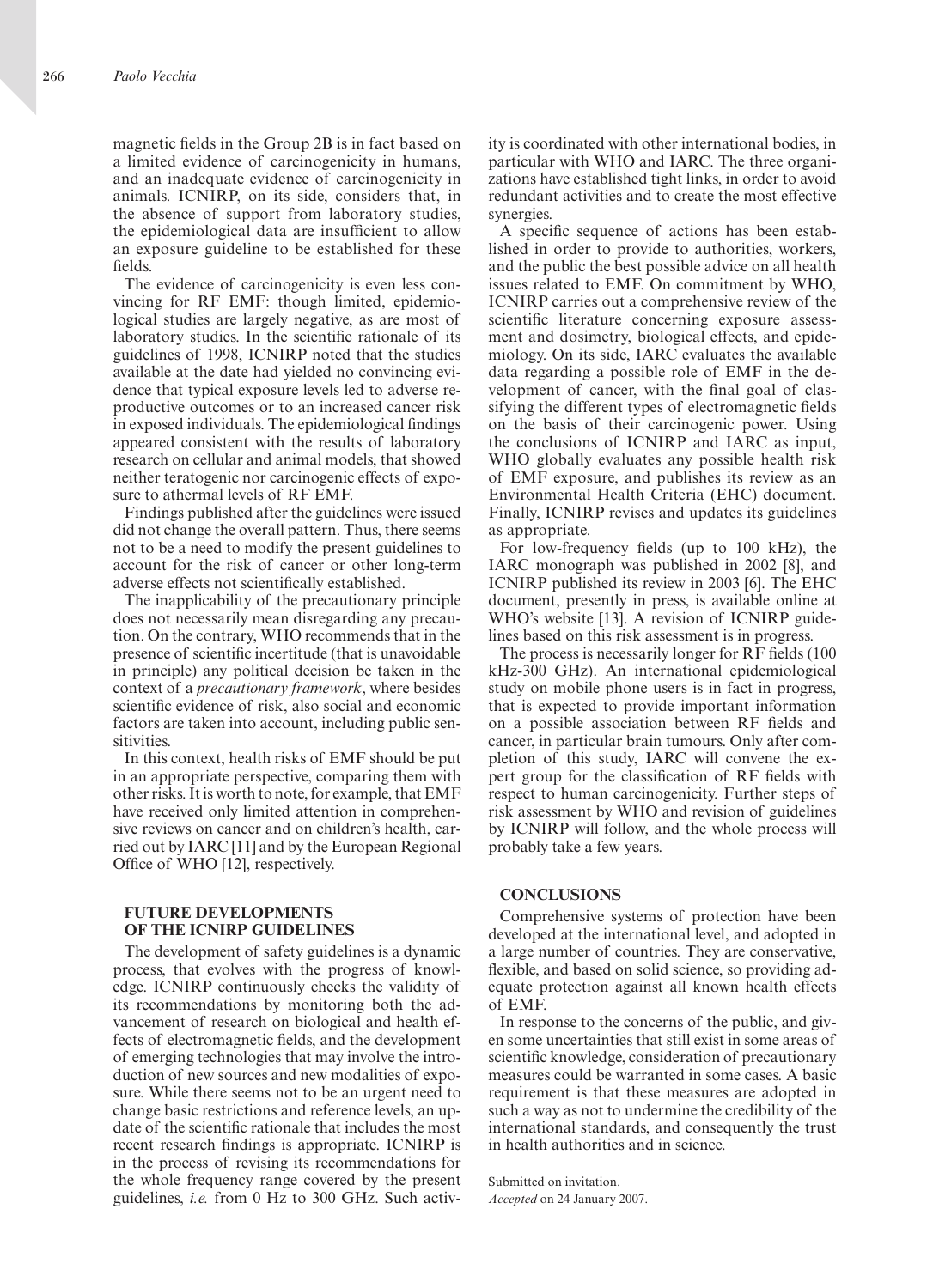magnetic fields in the Group 2B is in fact based on a limited evidence of carcinogenicity in humans, and an inadequate evidence of carcinogenicity in animals. ICNIRP, on its side, considers that, in the absence of support from laboratory studies, the epidemiological data are insufficient to allow an exposure guideline to be established for these fields.

The evidence of carcinogenicity is even less convincing for RF EMF: though limited, epidemiological studies are largely negative, as are most of laboratory studies. In the scientific rationale of its guidelines of 1998, ICNIRP noted that the studies available at the date had yielded no convincing evidence that typical exposure levels led to adverse reproductive outcomes or to an increased cancer risk in exposed individuals. The epidemiological findings appeared consistent with the results of laboratory research on cellular and animal models, that showed neither teratogenic nor carcinogenic effects of exposure to athermal levels of RF EMF.

Findings published after the guidelines were issued did not change the overall pattern. Thus, there seems not to be a need to modify the present guidelines to account for the risk of cancer or other long-term adverse effects not scientifically established.

The inapplicability of the precautionary principle does not necessarily mean disregarding any precaution. On the contrary, WHO recommends that in the presence of scientific incertitude (that is unavoidable in principle) any political decision be taken in the context of a *precautionary framework*, where besides scientific evidence of risk, also social and economic factors are taken into account, including public sensitivities.

In this context, health risks of EMF should be put in an appropriate perspective, comparing them with other risks. It is worth to note, for example, that EMF have received only limited attention in comprehensive reviews on cancer and on children's health, carried out by IARC [11] and by the European Regional Office of WHO [12], respectively.

## FUTURE DEVELOPMENTS OF THE ICNIRP GUIDELINES

The development of safety guidelines is a dynamic process, that evolves with the progress of knowledge. ICNIRP continuously checks the validity of its recommendations by monitoring both the advancement of research on biological and health effects of electromagnetic fields, and the development of emerging technologies that may involve the introduction of new sources and new modalities of exposure. While there seems not to be an urgent need to change basic restrictions and reference levels, an update of the scientific rationale that includes the most recent research findings is appropriate. ICNIRP is in the process of revising its recommendations for the whole frequency range covered by the present guidelines, *i.e.* from 0 Hz to 300 GHz. Such activity is coordinated with other international bodies, in particular with WHO and IARC. The three organizations have established tight links, in order to avoid redundant activities and to create the most effective synergies.

A specific sequence of actions has been established in order to provide to authorities, workers, and the public the best possible advice on all health issues related to EMF. On commitment by WHO, ICNIRP carries out a comprehensive review of the scientific literature concerning exposure assessment and dosimetry, biological effects, and epidemiology. On its side, IARC evaluates the available data regarding a possible role of EMF in the development of cancer, with the final goal of classifying the different types of electromagnetic fields on the basis of their carcinogenic power. Using the conclusions of ICNIRP and IARC as input, WHO globally evaluates any possible health risk of EMF exposure, and publishes its review as an Environmental Health Criteria (EHC) document. Finally, ICNIRP revises and updates its guidelines as appropriate.

For low-frequency fields (up to 100 kHz), the IARC monograph was published in 2002 [8], and ICNIRP published its review in 2003 [6]. The EHC document, presently in press, is available online at WHO's website [13]. A revision of ICNIRP guidelines based on this risk assessment is in progress.

The process is necessarily longer for RF fields (100 kHz-300 GHz). An international epidemiological study on mobile phone users is in fact in progress, that is expected to provide important information on a possible association between RF fields and cancer, in particular brain tumours. Only after completion of this study, IARC will convene the expert group for the classification of RF fields with respect to human carcinogenicity. Further steps of risk assessment by WHO and revision of guidelines by ICNIRP will follow, and the whole process will probably take a few years.

## CONCLUSIONS

Comprehensive systems of protection have been developed at the international level, and adopted in a large number of countries. They are conservative, flexible, and based on solid science, so providing adequate protection against all known health effects of EMF.

In response to the concerns of the public, and given some uncertainties that still exist in some areas of scientific knowledge, consideration of precautionary measures could be warranted in some cases. A basic requirement is that these measures are adopted in such a way as not to undermine the credibility of the international standards, and consequently the trust in health authorities and in science.

Submitted on invitation.
*Accepted* on 24 January 2007.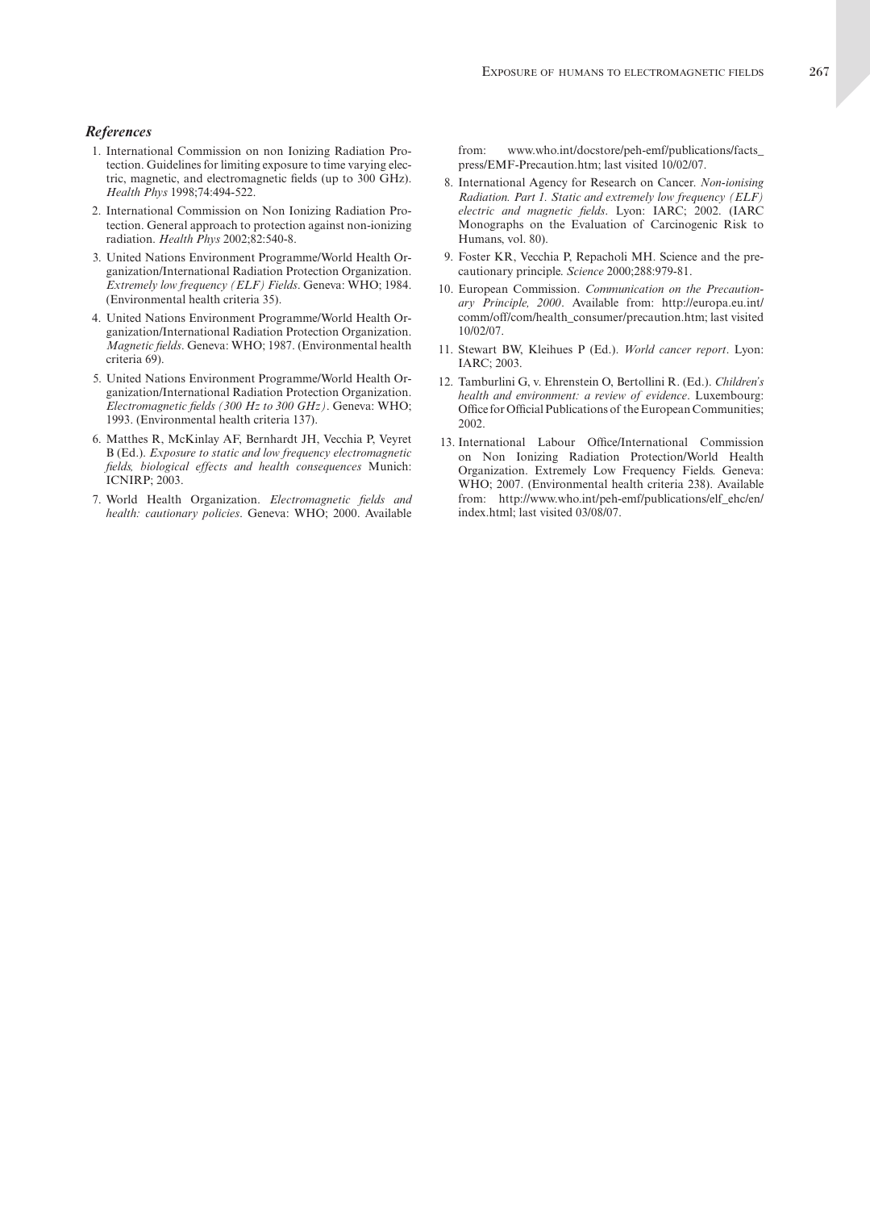## *References*

1. International Commission on non Ionizing Radiation Protection. Guidelines for limiting exposure to time varying electric, magnetic, and electromagnetic fields (up to 300 GHz). *Health Phys* 1998;74:494-522.
2. International Commission on Non Ionizing Radiation Protection. General approach to protection against non-ionizing radiation. *Health Phys* 2002;82:540-8.
3. United Nations Environment Programme/World Health Organization/International Radiation Protection Organization. *Extremely low frequency (ELF) Fields*. Geneva: WHO; 1984. (Environmental health criteria 35).
4. United Nations Environment Programme/World Health Organization/International Radiation Protection Organization. *Magnetic fields*. Geneva: WHO; 1987. (Environmental health criteria 69).
5. United Nations Environment Programme/World Health Organization/International Radiation Protection Organization. *Electromagnetic fields (300 Hz to 300 GHz)*. Geneva: WHO; 1993. (Environmental health criteria 137).
6. Matthes R, McKinlay AF, Bernhardt JH, Vecchia P, Veyret B (Ed.). *Exposure to static and low frequency electromagnetic fields, biological effects and health consequences* Munich: ICNIRP; 2003.
7. World Health Organization. *Electromagnetic fields and health: cautionary policies*. Geneva: WHO; 2000. Available from: www.who.int/docstore/peh-emf/publications/facts_press/EMF-Precaution.htm; last visited 10/02/07.
8. International Agency for Research on Cancer. *Non-ionising Radiation. Part 1. Static and extremely low frequency (ELF) electric and magnetic fields*. Lyon: IARC; 2002. (IARC Monographs on the Evaluation of Carcinogenic Risk to Humans, vol. 80).
9. Foster KR, Vecchia P, Repacholi MH. Science and the precautionary principle. *Science* 2000;288:979-81.
10. European Commission. *Communication on the Precautionary Principle, 2000*. Available from: http://europa.eu.int/comm/off/com/health_consumer/precaution.htm; last visited 10/02/07.
11. Stewart BW, Kleihues P (Ed.). *World cancer report*. Lyon: IARC; 2003.
12. Tamburlini G, v. Ehrenstein O, Bertollini R. (Ed.). *Children's health and environment: a review of evidence*. Luxembourg: Office for Official Publications of the European Communities; 2002.
13. International Labour Office/International Commission on Non Ionizing Radiation Protection/World Health Organization. Extremely Low Frequency Fields. Geneva: WHO; 2007. (Environmental health criteria 238). Available from: http://www.who.int/peh-emf/publications/elf_ehc/en/index.html; last visited 03/08/07.